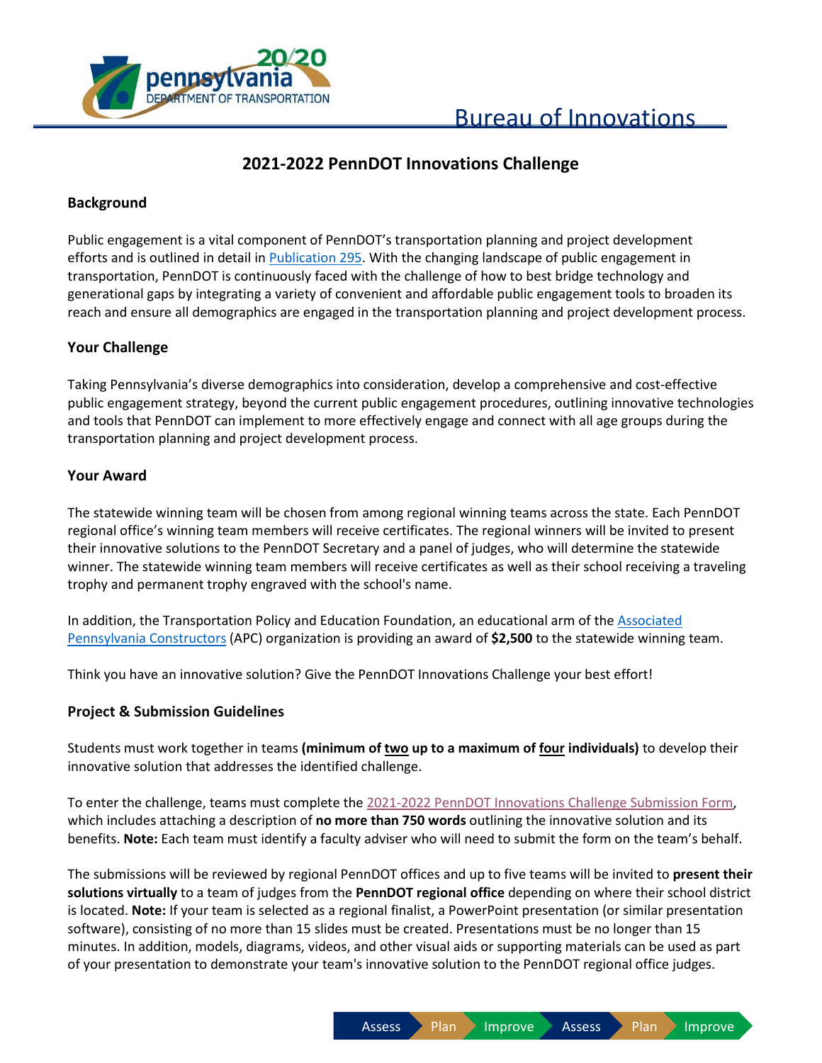Bureau of Innovations

# 2021-2022 PennDOT Innovations Challenge

## Background

Public engagement is a vital component of PennDOT's transportation planning and project development efforts and is outlined in detail in Publication 295. With the changing landscape of public engagement in transportation, PennDOT is continuously faced with the challenge of how to best bridge technology and generational gaps by integrating a variety of convenient and affordable public engagement tools to broaden its reach and ensure all demographics are engaged in the transportation planning and project development process.

## Your Challenge

Taking Pennsylvania's diverse demographics into consideration, develop a comprehensive and cost-effective public engagement strategy, beyond the current public engagement procedures, outlining innovative technologies and tools that PennDOT can implement to more effectively engage and connect with all age groups during the transportation planning and project development process.

## Your Award

The statewide winning team will be chosen from among regional winning teams across the state. Each PennDOT regional office's winning team members will receive certificates. The regional winners will be invited to present their innovative solutions to the PennDOT Secretary and a panel of judges, who will determine the statewide winner. The statewide winning team members will receive certificates as well as their school receiving a traveling trophy and permanent trophy engraved with the school's name.

In addition, the Transportation Policy and Education Foundation, an educational arm of the Associated Pennsylvania Constructors (APC) organization is providing an award of **$2,500** to the statewide winning team.

Think you have an innovative solution? Give the PennDOT Innovations Challenge your best effort!

## Project & Submission Guidelines

Students must work together in teams **(minimum of two up to a maximum of four individuals)** to develop their innovative solution that addresses the identified challenge.

To enter the challenge, teams must complete the 2021-2022 PennDOT Innovations Challenge Submission Form, which includes attaching a description of **no more than 750 words** outlining the innovative solution and its benefits. **Note:** Each team must identify a faculty adviser who will need to submit the form on the team's behalf.

The submissions will be reviewed by regional PennDOT offices and up to five teams will be invited to **present their solutions virtually** to a team of judges from the **PennDOT regional office** depending on where their school district is located. **Note:** If your team is selected as a regional finalist, a PowerPoint presentation (or similar presentation software), consisting of no more than 15 slides must be created. Presentations must be no longer than 15 minutes. In addition, models, diagrams, videos, and other visual aids or supporting materials can be used as part of your presentation to demonstrate your team's innovative solution to the PennDOT regional office judges.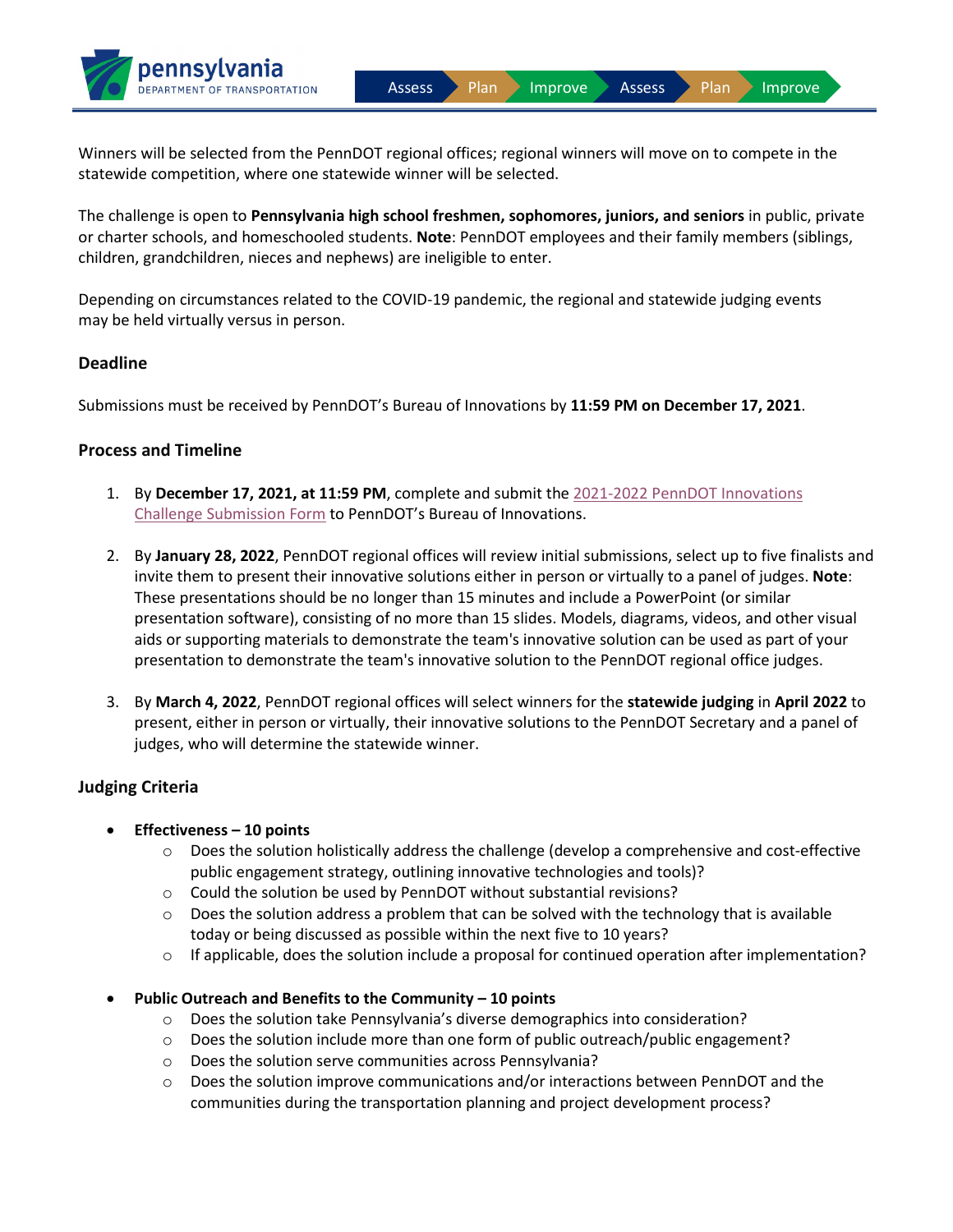Winners will be selected from the PennDOT regional offices; regional winners will move on to compete in the statewide competition, where one statewide winner will be selected.

The challenge is open to **Pennsylvania high school freshmen, sophomores, juniors, and seniors** in public, private or charter schools, and homeschooled students. **Note**: PennDOT employees and their family members (siblings, children, grandchildren, nieces and nephews) are ineligible to enter.

Depending on circumstances related to the COVID-19 pandemic, the regional and statewide judging events may be held virtually versus in person.

### Deadline

Submissions must be received by PennDOT's Bureau of Innovations by **11:59 PM on December 17, 2021**.

### Process and Timeline

1. By **December 17, 2021, at 11:59 PM**, complete and submit the 2021-2022 PennDOT Innovations Challenge Submission Form to PennDOT's Bureau of Innovations.

2. By **January 28, 2022**, PennDOT regional offices will review initial submissions, select up to five finalists and invite them to present their innovative solutions either in person or virtually to a panel of judges. **Note**: These presentations should be no longer than 15 minutes and include a PowerPoint (or similar presentation software), consisting of no more than 15 slides. Models, diagrams, videos, and other visual aids or supporting materials to demonstrate the team's innovative solution can be used as part of your presentation to demonstrate the team's innovative solution to the PennDOT regional office judges.

3. By **March 4, 2022**, PennDOT regional offices will select winners for the **statewide judging** in **April 2022** to present, either in person or virtually, their innovative solutions to the PennDOT Secretary and a panel of judges, who will determine the statewide winner.

### Judging Criteria

- **Effectiveness – 10 points**
  - Does the solution holistically address the challenge (develop a comprehensive and cost-effective public engagement strategy, outlining innovative technologies and tools)?
  - Could the solution be used by PennDOT without substantial revisions?
  - Does the solution address a problem that can be solved with the technology that is available today or being discussed as possible within the next five to 10 years?
  - If applicable, does the solution include a proposal for continued operation after implementation?

- **Public Outreach and Benefits to the Community – 10 points**
  - Does the solution take Pennsylvania's diverse demographics into consideration?
  - Does the solution include more than one form of public outreach/public engagement?
  - Does the solution serve communities across Pennsylvania?
  - Does the solution improve communications and/or interactions between PennDOT and the communities during the transportation planning and project development process?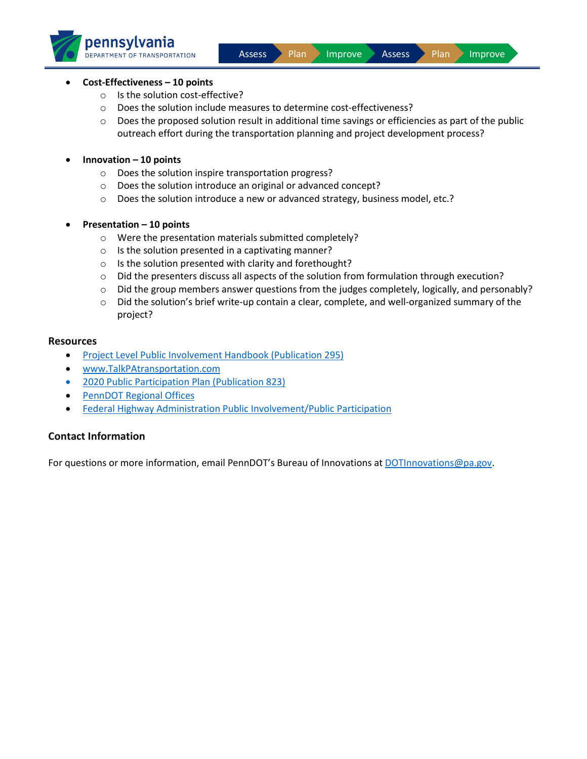- **Cost-Effectiveness – 10 points**
    - Is the solution cost-effective?
    - Does the solution include measures to determine cost-effectiveness?
    - Does the proposed solution result in additional time savings or efficiencies as part of the public outreach effort during the transportation planning and project development process?

- **Innovation – 10 points**
    - Does the solution inspire transportation progress?
    - Does the solution introduce an original or advanced concept?
    - Does the solution introduce a new or advanced strategy, business model, etc.?

- **Presentation – 10 points**
    - Were the presentation materials submitted completely?
    - Is the solution presented in a captivating manner?
    - Is the solution presented with clarity and forethought?
    - Did the presenters discuss all aspects of the solution from formulation through execution?
    - Did the group members answer questions from the judges completely, logically, and personably?
    - Did the solution's brief write-up contain a clear, complete, and well-organized summary of the project?

## Resources

- Project Level Public Involvement Handbook (Publication 295)
- www.TalkPAtransportation.com
- 2020 Public Participation Plan (Publication 823)
- PennDOT Regional Offices
- Federal Highway Administration Public Involvement/Public Participation

## Contact Information

For questions or more information, email PennDOT's Bureau of Innovations at DOTInnovations@pa.gov.